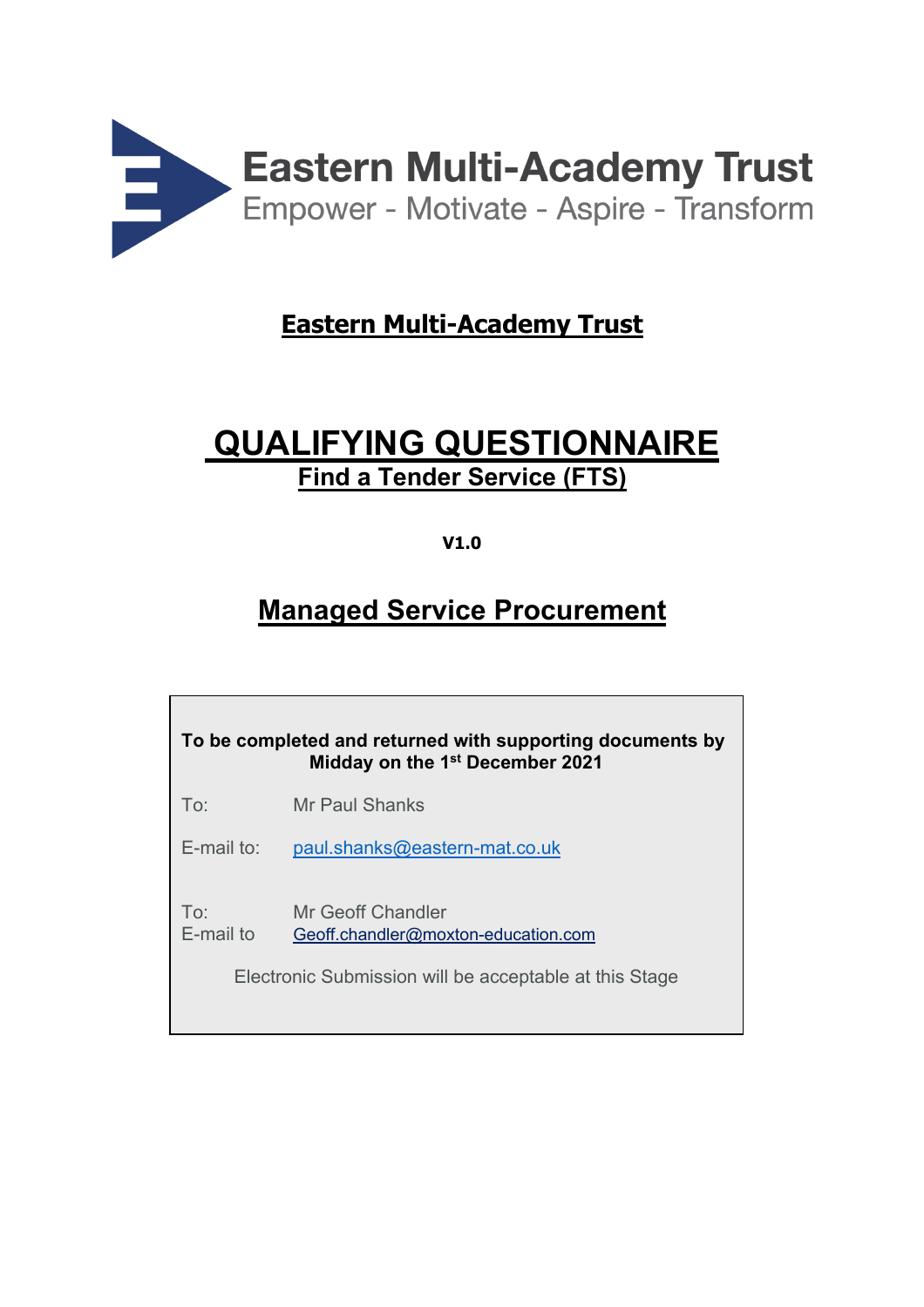Eastern Multi-Academy Trust
Empower - Motivate - Aspire - Transform

# Eastern Multi-Academy Trust

# QUALIFYING QUESTIONNAIRE

## Find a Tender Service (FTS)

**V1.0**

## Managed Service Procurement

**To be completed and returned with supporting documents by Midday on the 1st December 2021**

To: Mr Paul Shanks

E-mail to: paul.shanks@eastern-mat.co.uk

To: Mr Geoff Chandler
E-mail to Geoff.chandler@moxton-education.com

Electronic Submission will be acceptable at this Stage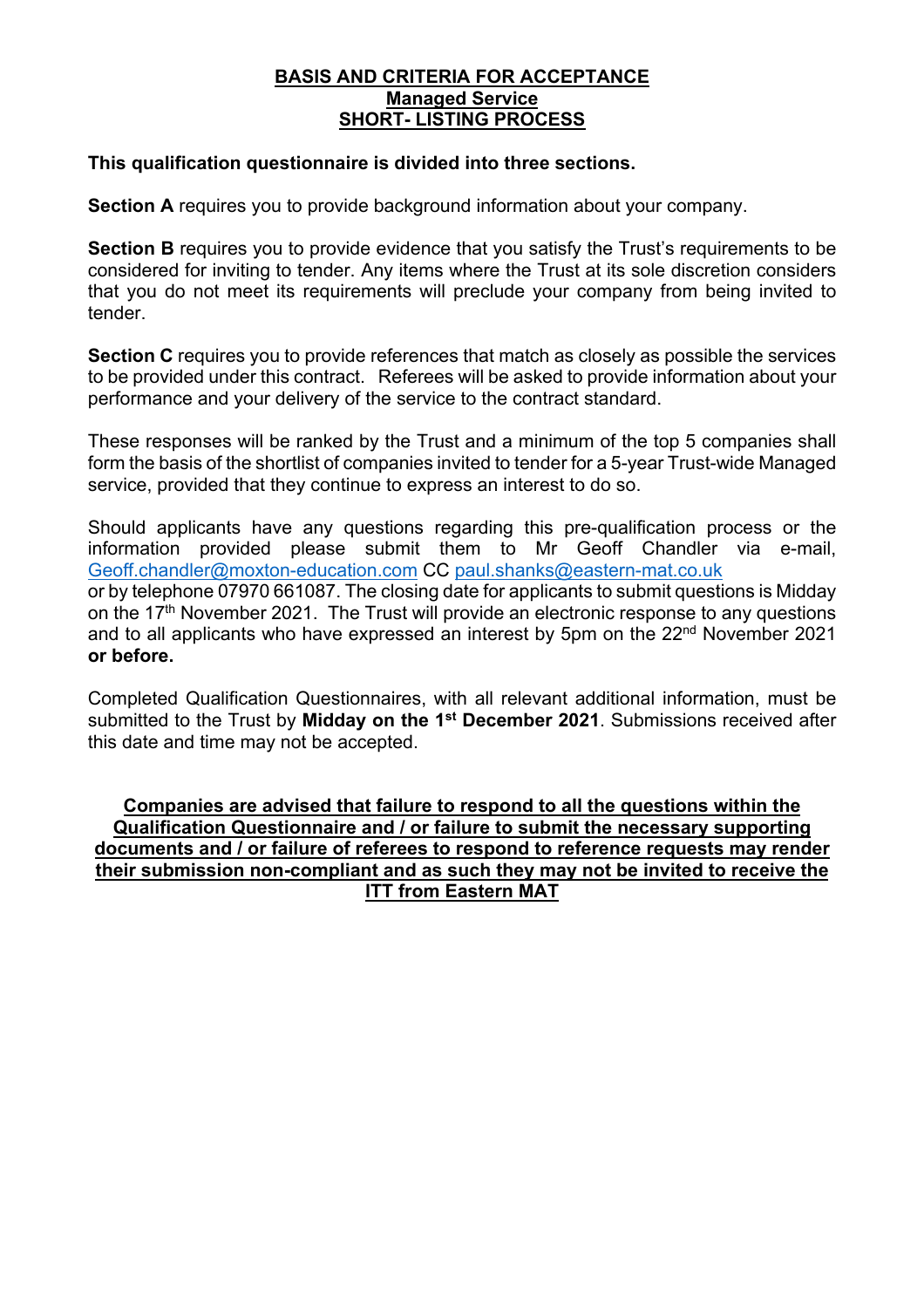# BASIS AND CRITERIA FOR ACCEPTANCE
## Managed Service
## SHORT- LISTING PROCESS

**This qualification questionnaire is divided into three sections.**

**Section A** requires you to provide background information about your company.

**Section B** requires you to provide evidence that you satisfy the Trust's requirements to be considered for inviting to tender. Any items where the Trust at its sole discretion considers that you do not meet its requirements will preclude your company from being invited to tender.

**Section C** requires you to provide references that match as closely as possible the services to be provided under this contract. Referees will be asked to provide information about your performance and your delivery of the service to the contract standard.

These responses will be ranked by the Trust and a minimum of the top 5 companies shall form the basis of the shortlist of companies invited to tender for a 5-year Trust-wide Managed service, provided that they continue to express an interest to do so.

Should applicants have any questions regarding this pre-qualification process or the information provided please submit them to Mr Geoff Chandler via e-mail, Geoff.chandler@moxton-education.com CC paul.shanks@eastern-mat.co.uk or by telephone 07970 661087. The closing date for applicants to submit questions is Midday on the 17th November 2021. The Trust will provide an electronic response to any questions and to all applicants who have expressed an interest by 5pm on the 22nd November 2021 **or before.**

Completed Qualification Questionnaires, with all relevant additional information, must be submitted to the Trust by **Midday on the 1st December 2021**. Submissions received after this date and time may not be accepted.

**Companies are advised that failure to respond to all the questions within the Qualification Questionnaire and / or failure to submit the necessary supporting documents and / or failure of referees to respond to reference requests may render their submission non-compliant and as such they may not be invited to receive the ITT from Eastern MAT**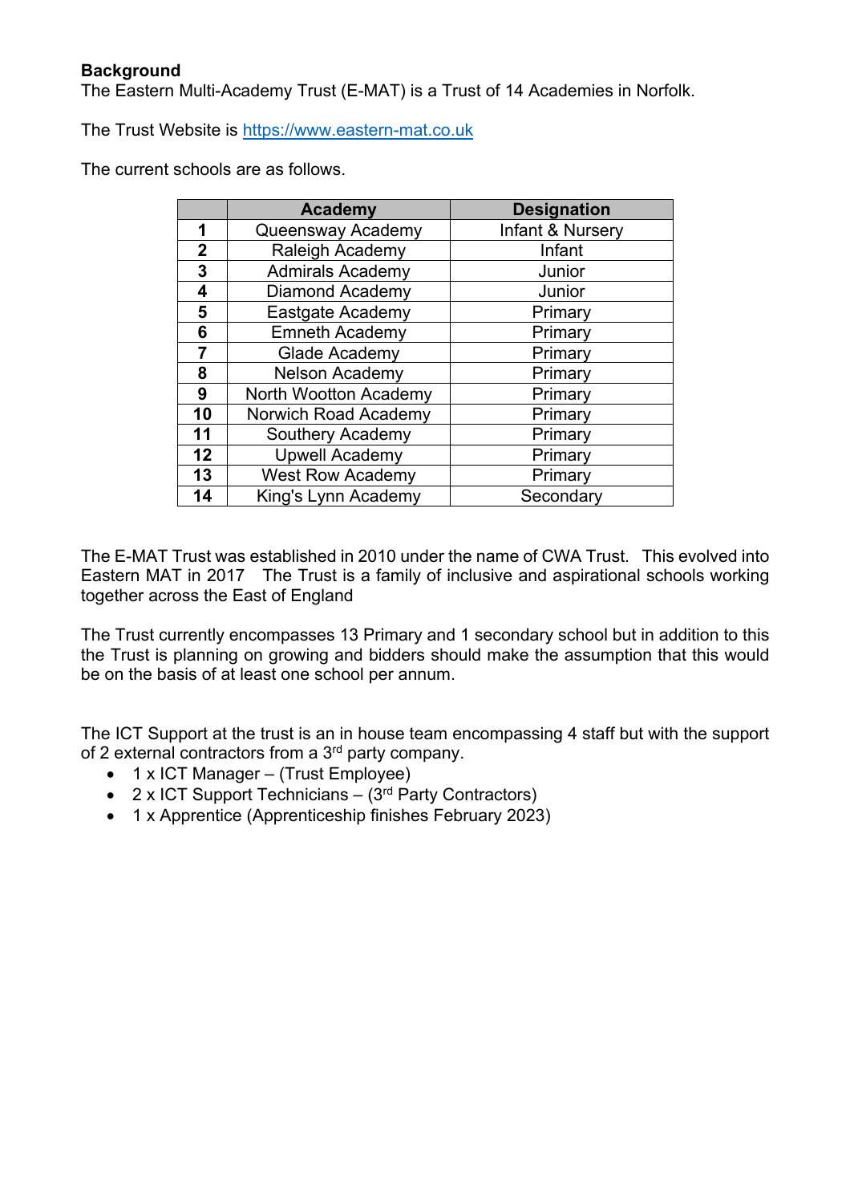**Background**

The Eastern Multi-Academy Trust (E-MAT) is a Trust of 14 Academies in Norfolk.

The Trust Website is https://www.eastern-mat.co.uk

The current schools are as follows.

| | Academy | Designation |
|---|---|---|
| 1 | Queensway Academy | Infant & Nursery |
| 2 | Raleigh Academy | Infant |
| 3 | Admirals Academy | Junior |
| 4 | Diamond Academy | Junior |
| 5 | Eastgate Academy | Primary |
| 6 | Emneth Academy | Primary |
| 7 | Glade Academy | Primary |
| 8 | Nelson Academy | Primary |
| 9 | North Wootton Academy | Primary |
| 10 | Norwich Road Academy | Primary |
| 11 | Southery Academy | Primary |
| 12 | Upwell Academy | Primary |
| 13 | West Row Academy | Primary |
| 14 | King's Lynn Academy | Secondary |

The E-MAT Trust was established in 2010 under the name of CWA Trust. This evolved into Eastern MAT in 2017 The Trust is a family of inclusive and aspirational schools working together across the East of England

The Trust currently encompasses 13 Primary and 1 secondary school but in addition to this the Trust is planning on growing and bidders should make the assumption that this would be on the basis of at least one school per annum.

The ICT Support at the trust is an in house team encompassing 4 staff but with the support of 2 external contractors from a 3rd party company.

- 1 x ICT Manager – (Trust Employee)
- 2 x ICT Support Technicians – (3rd Party Contractors)
- 1 x Apprentice (Apprenticeship finishes February 2023)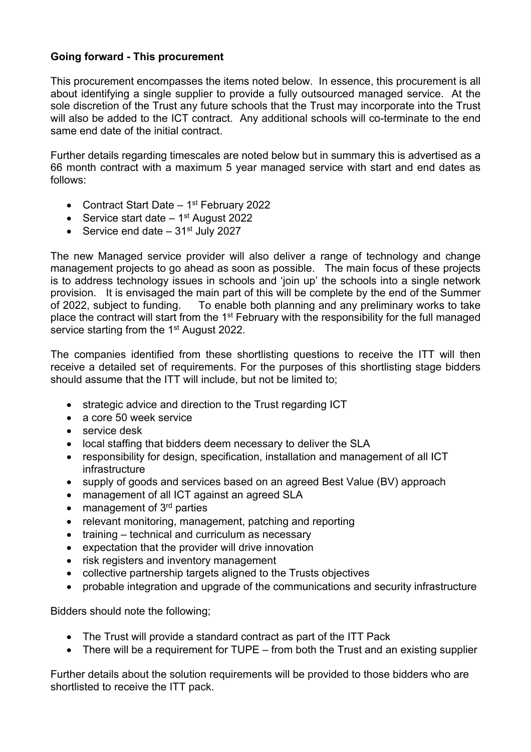**Going forward - This procurement**

This procurement encompasses the items noted below. In essence, this procurement is all about identifying a single supplier to provide a fully outsourced managed service. At the sole discretion of the Trust any future schools that the Trust may incorporate into the Trust will also be added to the ICT contract. Any additional schools will co-terminate to the end same end date of the initial contract.

Further details regarding timescales are noted below but in summary this is advertised as a 66 month contract with a maximum 5 year managed service with start and end dates as follows:

- Contract Start Date – 1st February 2022
- Service start date – 1st August 2022
- Service end date – 31st July 2027

The new Managed service provider will also deliver a range of technology and change management projects to go ahead as soon as possible. The main focus of these projects is to address technology issues in schools and 'join up' the schools into a single network provision. It is envisaged the main part of this will be complete by the end of the Summer of 2022, subject to funding. To enable both planning and any preliminary works to take place the contract will start from the 1st February with the responsibility for the full managed service starting from the 1st August 2022.

The companies identified from these shortlisting questions to receive the ITT will then receive a detailed set of requirements. For the purposes of this shortlisting stage bidders should assume that the ITT will include, but not be limited to;

- strategic advice and direction to the Trust regarding ICT
- a core 50 week service
- service desk
- local staffing that bidders deem necessary to deliver the SLA
- responsibility for design, specification, installation and management of all ICT infrastructure
- supply of goods and services based on an agreed Best Value (BV) approach
- management of all ICT against an agreed SLA
- management of 3rd parties
- relevant monitoring, management, patching and reporting
- training – technical and curriculum as necessary
- expectation that the provider will drive innovation
- risk registers and inventory management
- collective partnership targets aligned to the Trusts objectives
- probable integration and upgrade of the communications and security infrastructure

Bidders should note the following;

- The Trust will provide a standard contract as part of the ITT Pack
- There will be a requirement for TUPE – from both the Trust and an existing supplier

Further details about the solution requirements will be provided to those bidders who are shortlisted to receive the ITT pack.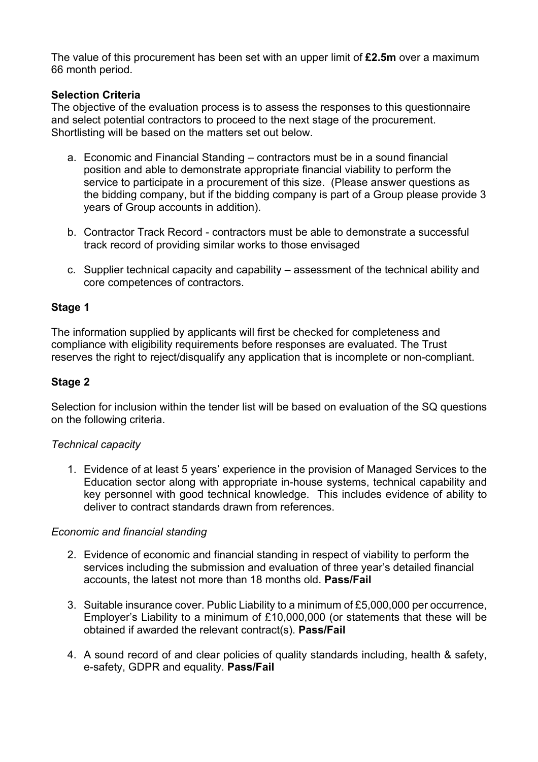The value of this procurement has been set with an upper limit of **£2.5m** over a maximum 66 month period.

**Selection Criteria**

The objective of the evaluation process is to assess the responses to this questionnaire and select potential contractors to proceed to the next stage of the procurement. Shortlisting will be based on the matters set out below.

a. Economic and Financial Standing – contractors must be in a sound financial position and able to demonstrate appropriate financial viability to perform the service to participate in a procurement of this size. (Please answer questions as the bidding company, but if the bidding company is part of a Group please provide 3 years of Group accounts in addition).

b. Contractor Track Record - contractors must be able to demonstrate a successful track record of providing similar works to those envisaged

c. Supplier technical capacity and capability – assessment of the technical ability and core competences of contractors.

**Stage 1**

The information supplied by applicants will first be checked for completeness and compliance with eligibility requirements before responses are evaluated. The Trust reserves the right to reject/disqualify any application that is incomplete or non-compliant.

**Stage 2**

Selection for inclusion within the tender list will be based on evaluation of the SQ questions on the following criteria.

*Technical capacity*

1. Evidence of at least 5 years' experience in the provision of Managed Services to the Education sector along with appropriate in-house systems, technical capability and key personnel with good technical knowledge. This includes evidence of ability to deliver to contract standards drawn from references.

*Economic and financial standing*

2. Evidence of economic and financial standing in respect of viability to perform the services including the submission and evaluation of three year's detailed financial accounts, the latest not more than 18 months old. **Pass/Fail**

3. Suitable insurance cover. Public Liability to a minimum of £5,000,000 per occurrence, Employer's Liability to a minimum of £10,000,000 (or statements that these will be obtained if awarded the relevant contract(s). **Pass/Fail**

4. A sound record of and clear policies of quality standards including, health & safety, e-safety, GDPR and equality. **Pass/Fail**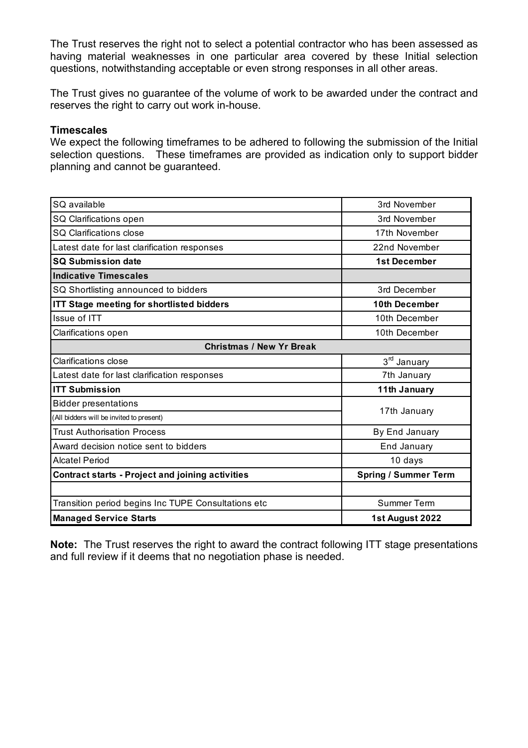The Trust reserves the right not to select a potential contractor who has been assessed as having material weaknesses in one particular area covered by these Initial selection questions, notwithstanding acceptable or even strong responses in all other areas.

The Trust gives no guarantee of the volume of work to be awarded under the contract and reserves the right to carry out work in-house.

**Timescales**

We expect the following timeframes to be adhered to following the submission of the Initial selection questions. These timeframes are provided as indication only to support bidder planning and cannot be guaranteed.

| | |
|---|---|
| SQ available | 3rd November |
| SQ Clarifications open | 3rd November |
| SQ Clarifications close | 17th November |
| Latest date for last clarification responses | 22nd November |
| **SQ Submission date** | **1st December** |
| **Indicative Timescales** | |
| SQ Shortlisting announced to bidders | 3rd December |
| **ITT Stage meeting for shortlisted bidders** | **10th December** |
| Issue of ITT | 10th December |
| Clarifications open | 10th December |
| **Christmas / New Yr Break** | |
| Clarifications close | 3rd January |
| Latest date for last clarification responses | 7th January |
| **ITT Submission** | **11th January** |
| Bidder presentations (All bidders will be invited to present) | 17th January |
| Trust Authorisation Process | By End January |
| Award decision notice sent to bidders | End January |
| Alcatel Period | 10 days |
| **Contract starts - Project and joining activities** | **Spring / Summer Term** |
| | |
| Transition period begins Inc TUPE Consultations etc | Summer Term |
| **Managed Service Starts** | **1st August 2022** |

**Note:** The Trust reserves the right to award the contract following ITT stage presentations and full review if it deems that no negotiation phase is needed.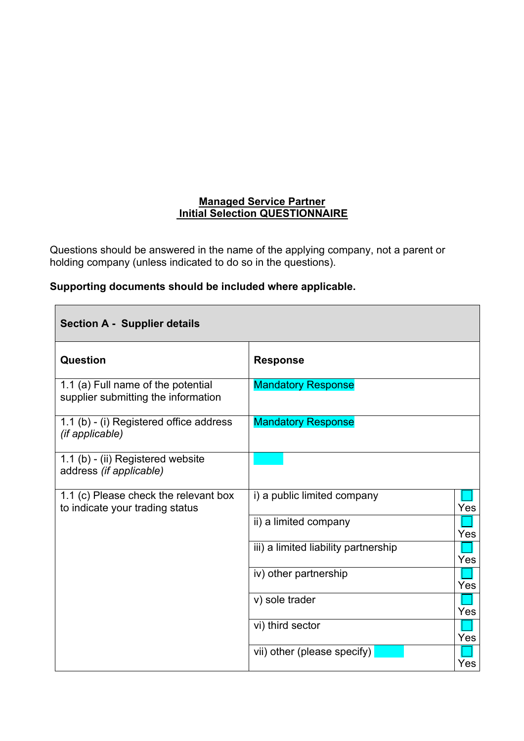**Managed Service Partner**
**Initial Selection QUESTIONNAIRE**

Questions should be answered in the name of the applying company, not a parent or holding company (unless indicated to do so in the questions).

**Supporting documents should be included where applicable.**

| **Section A - Supplier details** | | |
|---|---|---|
| **Question** | **Response** | |
| 1.1 (a) Full name of the potential supplier submitting the information | Mandatory Response | |
| 1.1 (b) - (i) Registered office address *(if applicable)* | Mandatory Response | |
| 1.1 (b) - (ii) Registered website address *(if applicable)* | | |
| 1.1 (c) Please check the relevant box to indicate your trading status | i) a public limited company | ☐ Yes |
| | ii) a limited company | ☐ Yes |
| | iii) a limited liability partnership | ☐ Yes |
| | iv) other partnership | ☐ Yes |
| | v) sole trader | ☐ Yes |
| | vi) third sector | ☐ Yes |
| | vii) other (please specify) | ☐ Yes |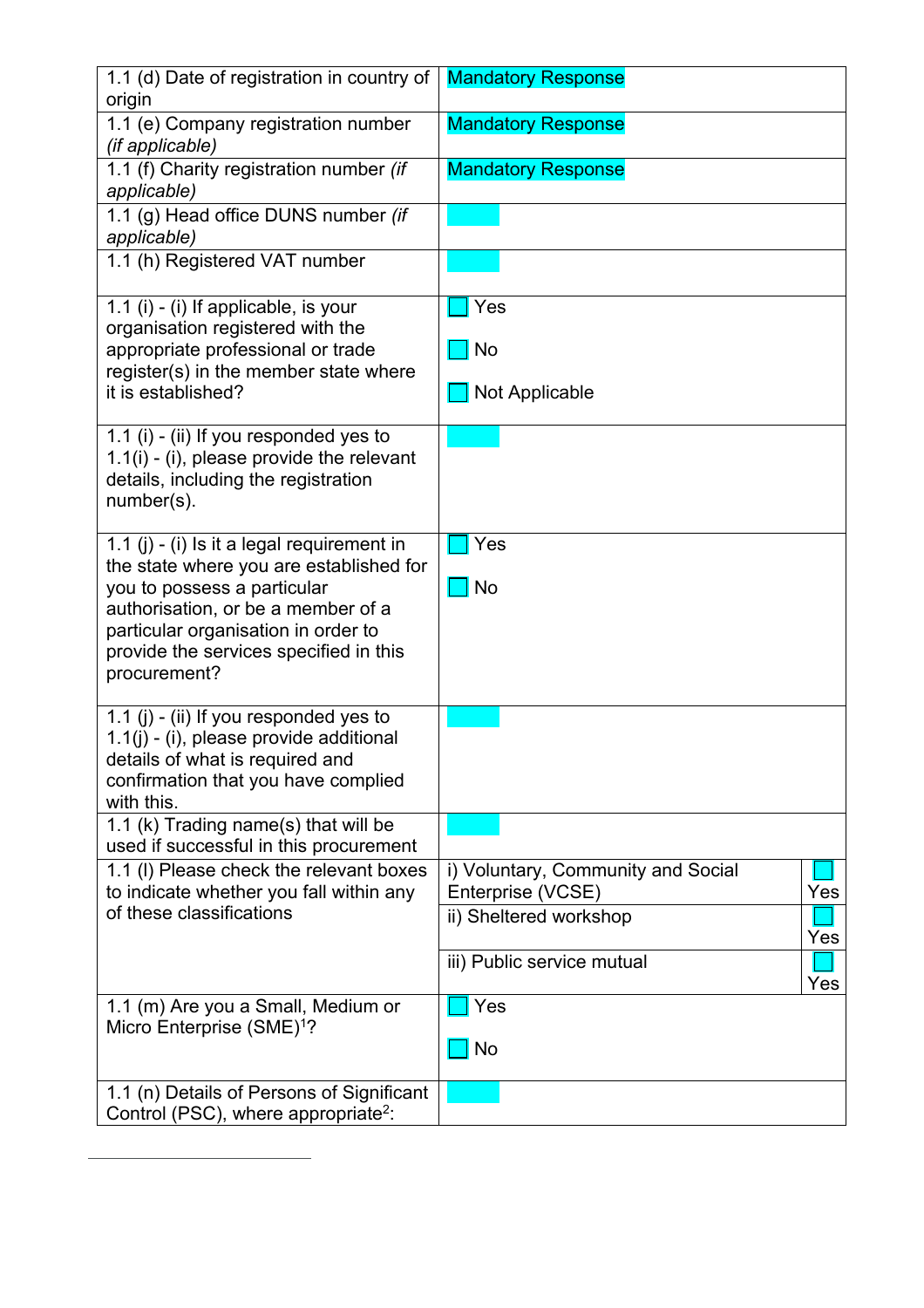| | | |
|---|---|---|
| 1.1 (d) Date of registration in country of origin | Mandatory Response | |
| 1.1 (e) Company registration number *(if applicable)* | Mandatory Response | |
| 1.1 (f) Charity registration number *(if applicable)* | Mandatory Response | |
| 1.1 (g) Head office DUNS number *(if applicable)* | | |
| 1.1 (h) Registered VAT number | | |
| 1.1 (i) - (i) If applicable, is your organisation registered with the appropriate professional or trade register(s) in the member state where it is established? | ☐ Yes<br>☐ No<br>☐ Not Applicable | |
| 1.1 (i) - (ii) If you responded yes to 1.1(i) - (i), please provide the relevant details, including the registration number(s). | | |
| 1.1 (j) - (i) Is it a legal requirement in the state where you are established for you to possess a particular authorisation, or be a member of a particular organisation in order to provide the services specified in this procurement? | ☐ Yes<br>☐ No | |
| 1.1 (j) - (ii) If you responded yes to 1.1(j) - (i), please provide additional details of what is required and confirmation that you have complied with this. | | |
| 1.1 (k) Trading name(s) that will be used if successful in this procurement | | |
| 1.1 (l) Please check the relevant boxes to indicate whether you fall within any of these classifications | i) Voluntary, Community and Social Enterprise (VCSE) | ☐ Yes |
| | ii) Sheltered workshop | ☐ Yes |
| | iii) Public service mutual | ☐ Yes |
| 1.1 (m) Are you a Small, Medium or Micro Enterprise (SME)[1]? | ☐ Yes<br>☐ No | |
| 1.1 (n) Details of Persons of Significant Control (PSC), where appropriate[2]: | | |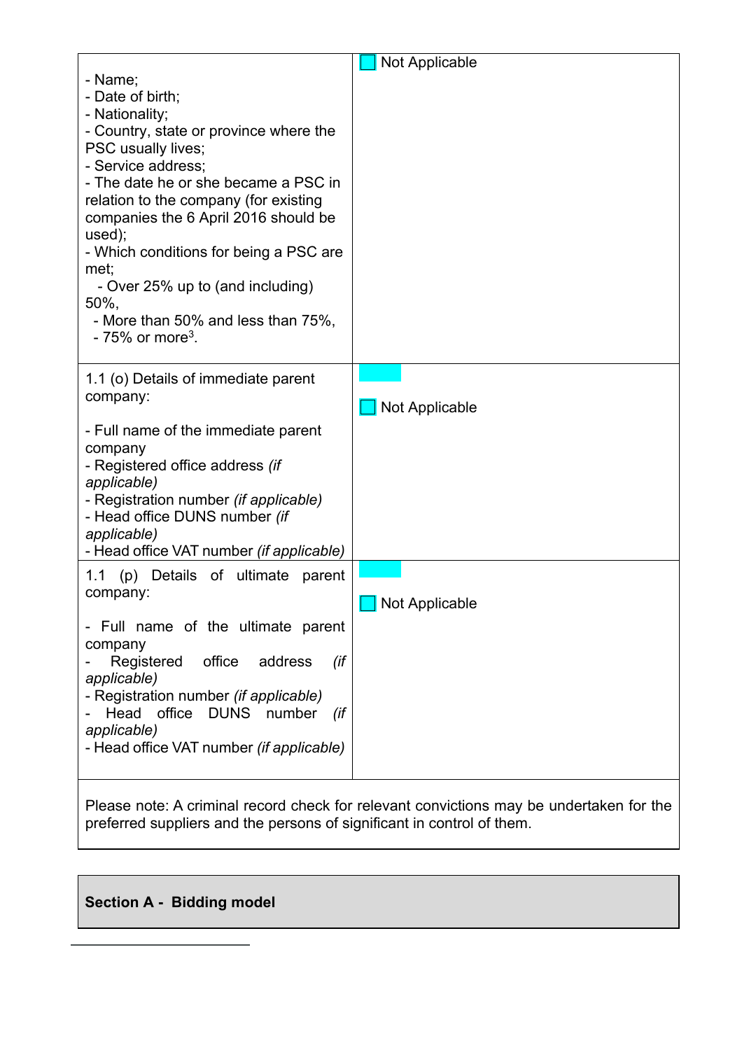| | |
|---|---|
| - Name;<br>- Date of birth;<br>- Nationality;<br>- Country, state or province where the PSC usually lives;<br>- Service address;<br>- The date he or she became a PSC in relation to the company (for existing companies the 6 April 2016 should be used);<br>- Which conditions for being a PSC are met;<br>- Over 25% up to (and including) 50%,<br>- More than 50% and less than 75%,<br>- 75% or more[3]. | ☐ Not Applicable |
| 1.1 (o) Details of immediate parent company:<br><br>- Full name of the immediate parent company<br>- Registered office address *(if applicable)*<br>- Registration number *(if applicable)*<br>- Head office DUNS number *(if applicable)*<br>- Head office VAT number *(if applicable)* | ☐ Not Applicable |
| 1.1 (p) Details of ultimate parent company:<br><br>- Full name of the ultimate parent company<br>- Registered office address *(if applicable)*<br>- Registration number *(if applicable)*<br>- Head office DUNS number *(if applicable)*<br>- Head office VAT number *(if applicable)* | ☐ Not Applicable |

Please note: A criminal record check for relevant convictions may be undertaken for the preferred suppliers and the persons of significant in control of them.

**Section A - Bidding model**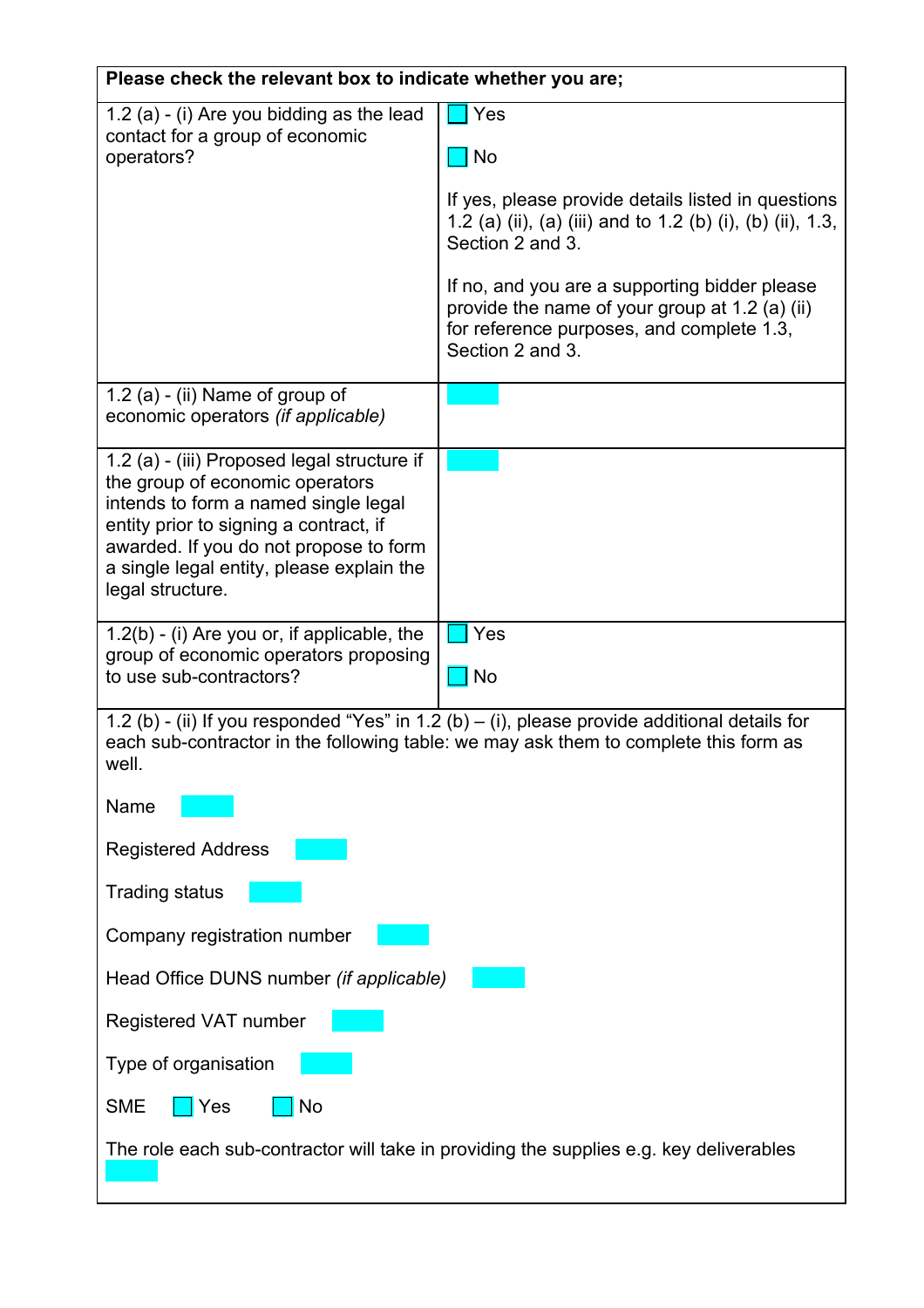| Please check the relevant box to indicate whether you are; | |
|---|---|
| 1.2 (a) - (i) Are you bidding as the lead contact for a group of economic operators? | ☐ Yes<br><br>☐ No<br><br>If yes, please provide details listed in questions 1.2 (a) (ii), (a) (iii) and to 1.2 (b) (i), (b) (ii), 1.3, Section 2 and 3.<br><br>If no, and you are a supporting bidder please provide the name of your group at 1.2 (a) (ii) for reference purposes, and complete 1.3, Section 2 and 3. |
| 1.2 (a) - (ii) Name of group of economic operators *(if applicable)* | |
| 1.2 (a) - (iii) Proposed legal structure if the group of economic operators intends to form a named single legal entity prior to signing a contract, if awarded. If you do not propose to form a single legal entity, please explain the legal structure. | |
| 1.2(b) - (i) Are you or, if applicable, the group of economic operators proposing to use sub-contractors? | ☐ Yes<br><br>☐ No |
| 1.2 (b) - (ii) If you responded "Yes" in 1.2 (b) – (i), please provide additional details for each sub-contractor in the following table: we may ask them to complete this form as well.<br><br>Name<br><br>Registered Address<br><br>Trading status<br><br>Company registration number<br><br>Head Office DUNS number *(if applicable)*<br><br>Registered VAT number<br><br>Type of organisation<br><br>SME ☐ Yes ☐ No<br><br>The role each sub-contractor will take in providing the supplies e.g. key deliverables | |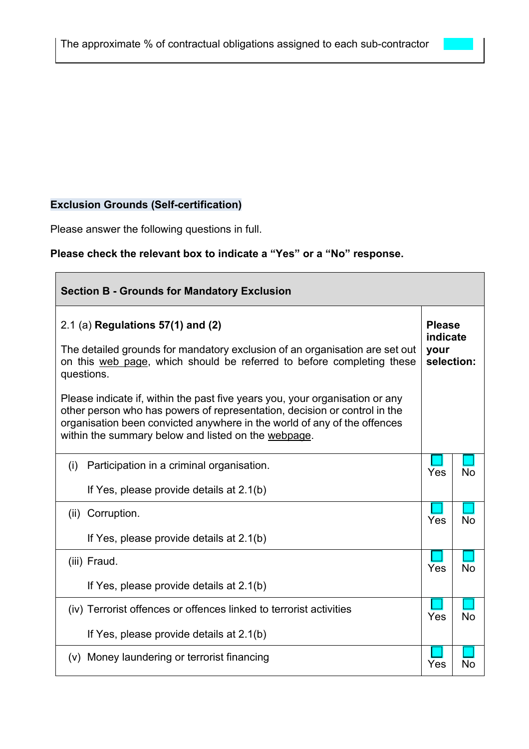| The approximate % of contractual obligations assigned to each sub-contractor | |
|---|---|

**Exclusion Grounds (Self-certification)**

Please answer the following questions in full.

**Please check the relevant box to indicate a “Yes” or a “No” response.**

| **Section B - Grounds for Mandatory Exclusion** | | |
|---|---|---|
| 2.1 (a) **Regulations 57(1) and (2)**<br><br>The detailed grounds for mandatory exclusion of an organisation are set out on this web page, which should be referred to before completing these questions.<br><br>Please indicate if, within the past five years you, your organisation or any other person who has powers of representation, decision or control in the organisation been convicted anywhere in the world of any of the offences within the summary below and listed on the webpage. | **Please indicate your selection:** | |
| (i) Participation in a criminal organisation.<br><br>If Yes, please provide details at 2.1(b) | Yes | No |
| (ii) Corruption.<br><br>If Yes, please provide details at 2.1(b) | Yes | No |
| (iii) Fraud.<br><br>If Yes, please provide details at 2.1(b) | Yes | No |
| (iv) Terrorist offences or offences linked to terrorist activities<br><br>If Yes, please provide details at 2.1(b) | Yes | No |
| (v) Money laundering or terrorist financing | Yes | No |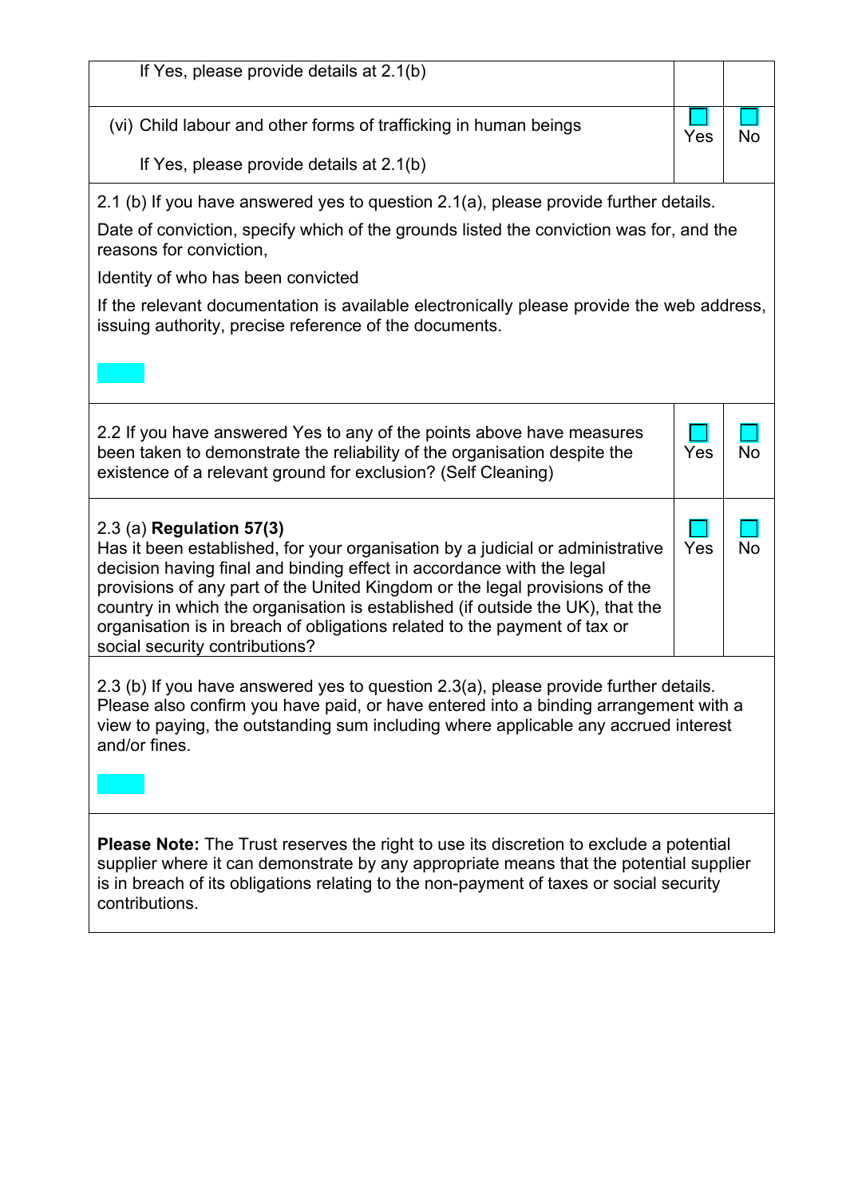| | | |
|---|---|---|
| If Yes, please provide details at 2.1(b) | | |
| (vi) Child labour and other forms of trafficking in human beings<br><br>If Yes, please provide details at 2.1(b) | ☐ Yes | ☐ No |
| 2.1 (b) If you have answered yes to question 2.1(a), please provide further details.<br><br>Date of conviction, specify which of the grounds listed the conviction was for, and the reasons for conviction,<br><br>Identity of who has been convicted<br><br>If the relevant documentation is available electronically please provide the web address, issuing authority, precise reference of the documents. | | |
| 2.2 If you have answered Yes to any of the points above have measures been taken to demonstrate the reliability of the organisation despite the existence of a relevant ground for exclusion? (Self Cleaning) | ☐ Yes | ☐ No |
| 2.3 (a) **Regulation 57(3)**<br>Has it been established, for your organisation by a judicial or administrative decision having final and binding effect in accordance with the legal provisions of any part of the United Kingdom or the legal provisions of the country in which the organisation is established (if outside the UK), that the organisation is in breach of obligations related to the payment of tax or social security contributions? | ☐ Yes | ☐ No |
| 2.3 (b) If you have answered yes to question 2.3(a), please provide further details. Please also confirm you have paid, or have entered into a binding arrangement with a view to paying, the outstanding sum including where applicable any accrued interest and/or fines. | | |
| **Please Note:** The Trust reserves the right to use its discretion to exclude a potential supplier where it can demonstrate by any appropriate means that the potential supplier is in breach of its obligations relating to the non-payment of taxes or social security contributions. | | |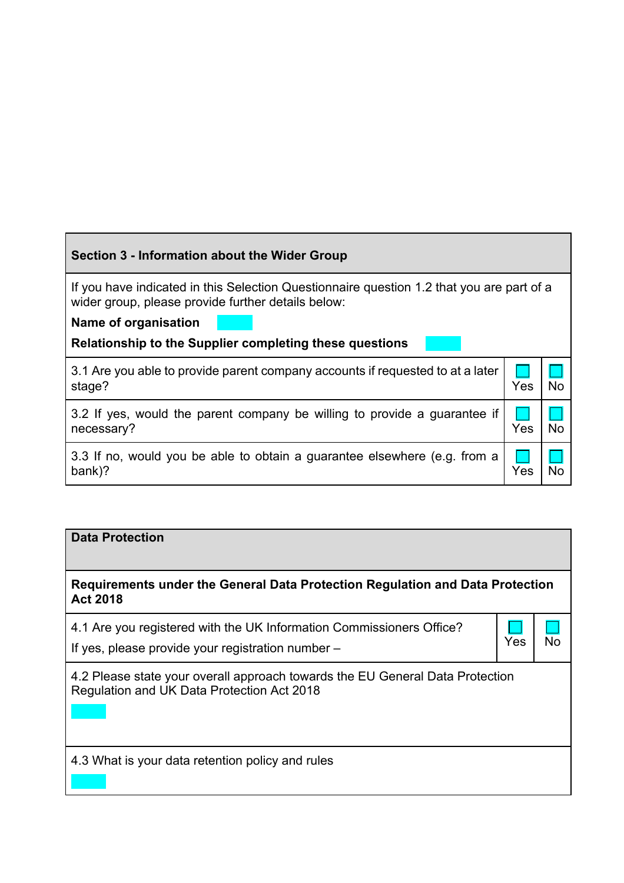| Section 3 - Information about the Wider Group | | |
|---|---|---|
| If you have indicated in this Selection Questionnaire question 1.2 that you are part of a wider group, please provide further details below:<br>**Name of organisation**<br>**Relationship to the Supplier completing these questions** | | |
| 3.1 Are you able to provide parent company accounts if requested to at a later stage? | Yes | No |
| 3.2 If yes, would the parent company be willing to provide a guarantee if necessary? | Yes | No |
| 3.3 If no, would you be able to obtain a guarantee elsewhere (e.g. from a bank)? | Yes | No |

| Data Protection | | |
|---|---|---|
| **Requirements under the General Data Protection Regulation and Data Protection Act 2018** | | |
| 4.1 Are you registered with the UK Information Commissioners Office?<br>If yes, please provide your registration number – | Yes | No |
| 4.2 Please state your overall approach towards the EU General Data Protection Regulation and UK Data Protection Act 2018 | | |
| 4.3 What is your data retention policy and rules | | |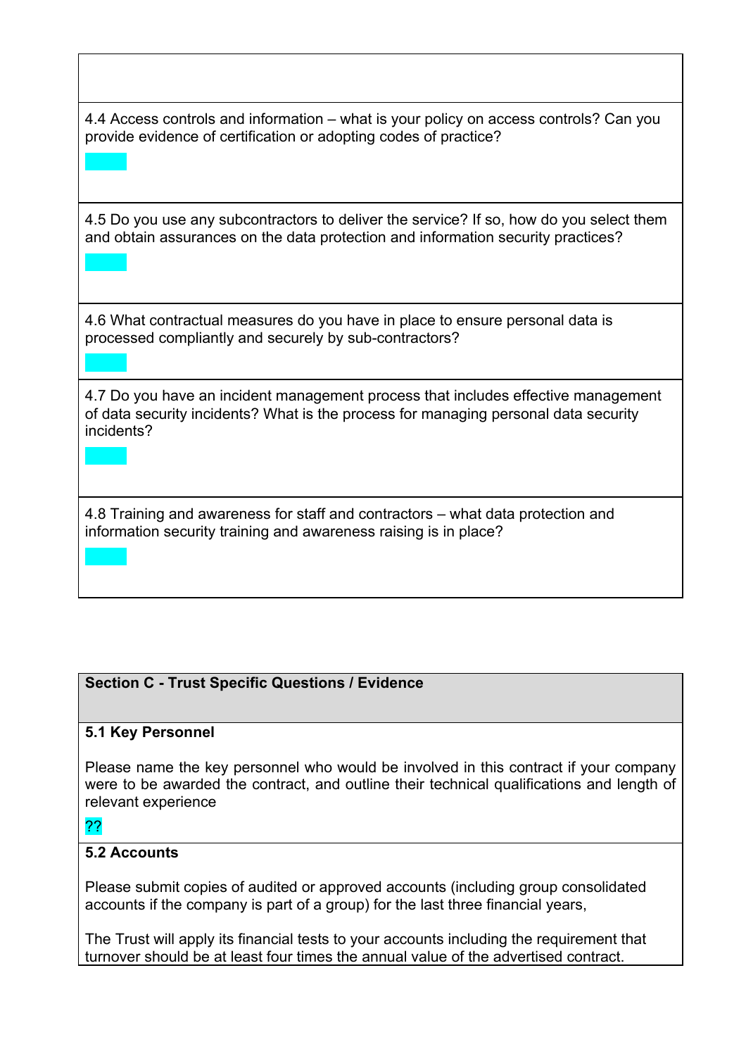4.4 Access controls and information – what is your policy on access controls? Can you provide evidence of certification or adopting codes of practice?

4.5 Do you use any subcontractors to deliver the service? If so, how do you select them and obtain assurances on the data protection and information security practices?

4.6 What contractual measures do you have in place to ensure personal data is processed compliantly and securely by sub-contractors?

4.7 Do you have an incident management process that includes effective management of data security incidents? What is the process for managing personal data security incidents?

4.8 Training and awareness for staff and contractors – what data protection and information security training and awareness raising is in place?

**Section C - Trust Specific Questions / Evidence**

**5.1 Key Personnel**

Please name the key personnel who would be involved in this contract if your company were to be awarded the contract, and outline their technical qualifications and length of relevant experience

??

**5.2 Accounts**

Please submit copies of audited or approved accounts (including group consolidated accounts if the company is part of a group) for the last three financial years,

The Trust will apply its financial tests to your accounts including the requirement that turnover should be at least four times the annual value of the advertised contract.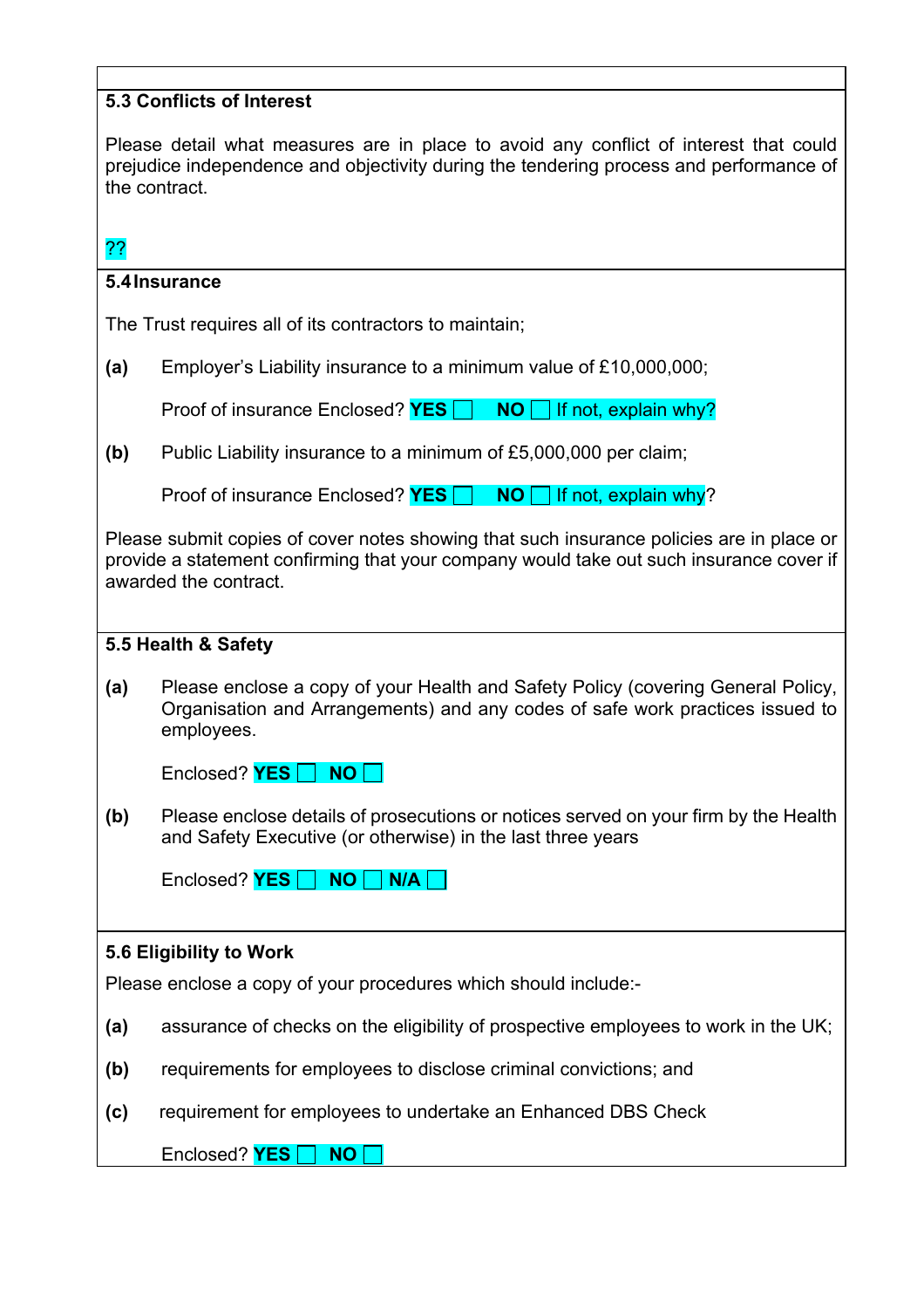### 5.3 Conflicts of Interest

Please detail what measures are in place to avoid any conflict of interest that could prejudice independence and objectivity during the tendering process and performance of the contract.

??

### 5.4 Insurance

The Trust requires all of its contractors to maintain;

**(a)** Employer's Liability insurance to a minimum value of £10,000,000;

Proof of insurance Enclosed? **YES** ☐ **NO** ☐ If not, explain why?

**(b)** Public Liability insurance to a minimum of £5,000,000 per claim;

Proof of insurance Enclosed? **YES** ☐ **NO** ☐ If not, explain why?

Please submit copies of cover notes showing that such insurance policies are in place or provide a statement confirming that your company would take out such insurance cover if awarded the contract.

### 5.5 Health & Safety

**(a)** Please enclose a copy of your Health and Safety Policy (covering General Policy, Organisation and Arrangements) and any codes of safe work practices issued to employees.

Enclosed? **YES** ☐ **NO** ☐

**(b)** Please enclose details of prosecutions or notices served on your firm by the Health and Safety Executive (or otherwise) in the last three years

Enclosed? **YES** ☐ **NO** ☐ **N/A** ☐

### 5.6 Eligibility to Work

Please enclose a copy of your procedures which should include:-

**(a)** assurance of checks on the eligibility of prospective employees to work in the UK;

**(b)** requirements for employees to disclose criminal convictions; and

**(c)** requirement for employees to undertake an Enhanced DBS Check

Enclosed? **YES** ☐ **NO** ☐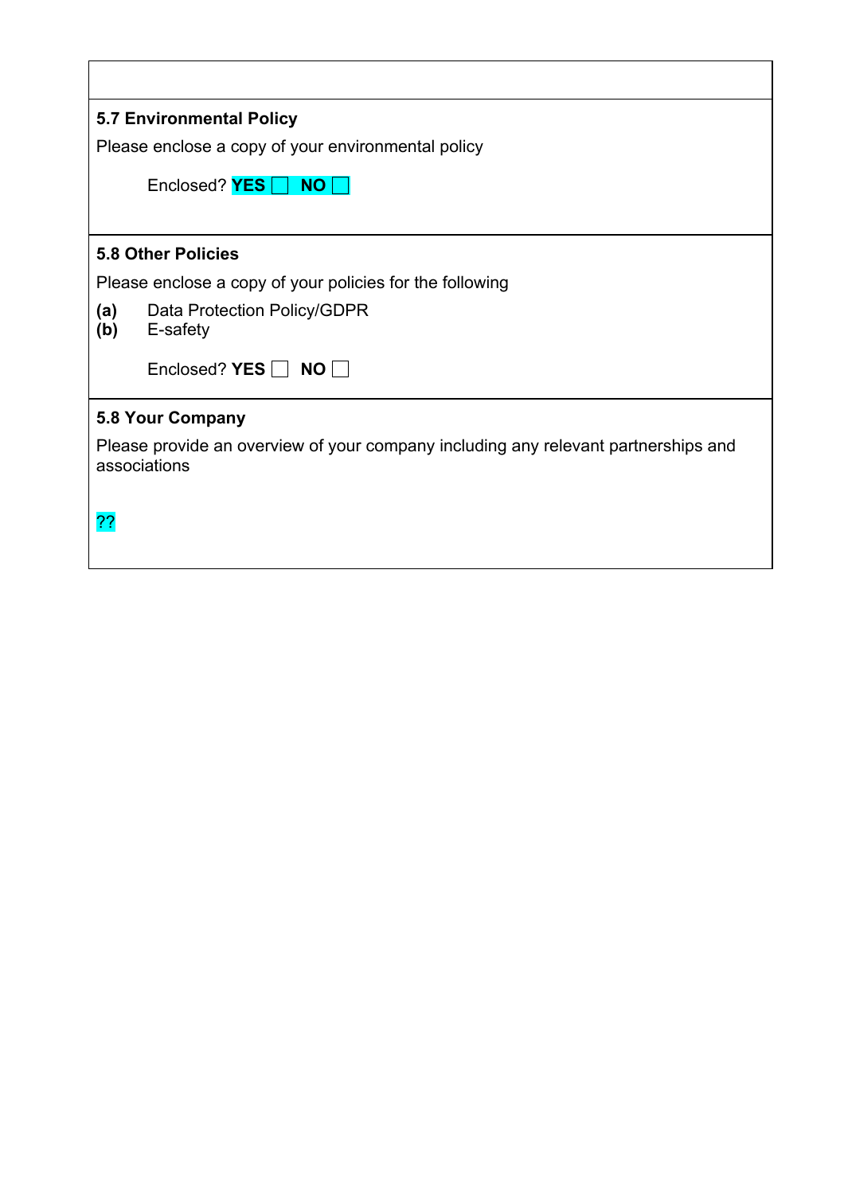### 5.7 Environmental Policy

Please enclose a copy of your environmental policy

Enclosed? **YES** ☐ **NO** ☐

### 5.8 Other Policies

Please enclose a copy of your policies for the following

**(a)** Data Protection Policy/GDPR
**(b)** E-safety

Enclosed? **YES** ☐ **NO** ☐

### 5.8 Your Company

Please provide an overview of your company including any relevant partnerships and associations

??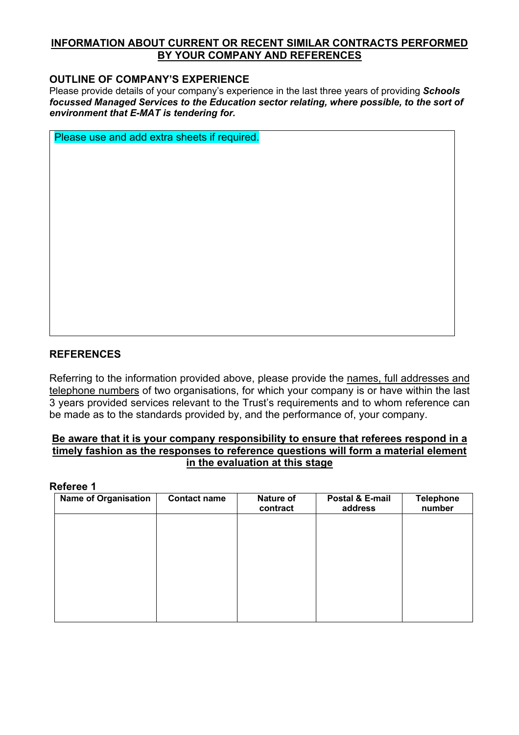## INFORMATION ABOUT CURRENT OR RECENT SIMILAR CONTRACTS PERFORMED BY YOUR COMPANY AND REFERENCES

### OUTLINE OF COMPANY'S EXPERIENCE

Please provide details of your company's experience in the last three years of providing ***Schools focussed Managed Services to the Education sector relating, where possible, to the sort of environment that E-MAT is tendering for.***

| Please use and add extra sheets if required. |
|---|
| |

### REFERENCES

Referring to the information provided above, please provide the names, full addresses and telephone numbers of two organisations, for which your company is or have within the last 3 years provided services relevant to the Trust's requirements and to whom reference can be made as to the standards provided by, and the performance of, your company.

**Be aware that it is your company responsibility to ensure that referees respond in a timely fashion as the responses to reference questions will form a material element in the evaluation at this stage**

**Referee 1**

| Name of Organisation | Contact name | Nature of contract | Postal & E-mail address | Telephone number |
|---|---|---|---|---|
| | | | | |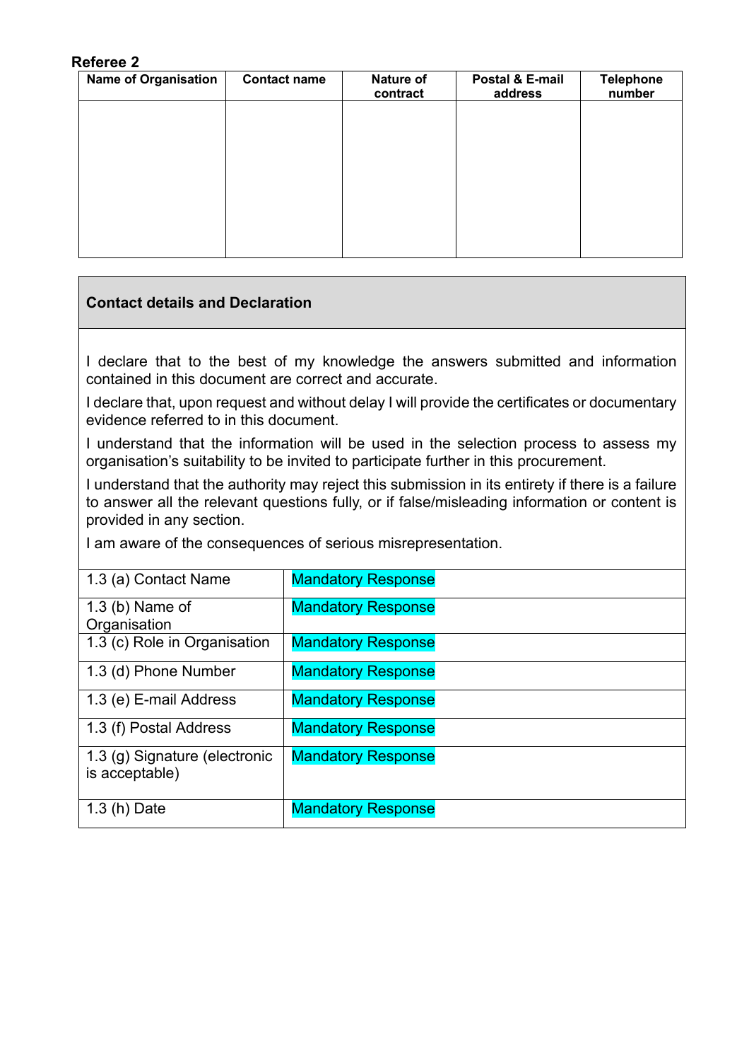**Referee 2**

| Name of Organisation | Contact name | Nature of contract | Postal & E-mail address | Telephone number |
|---|---|---|---|---|
| | | | | |

| Contact details and Declaration | |
|---|---|
| I declare that to the best of my knowledge the answers submitted and information contained in this document are correct and accurate.<br>I declare that, upon request and without delay I will provide the certificates or documentary evidence referred to in this document.<br>I understand that the information will be used in the selection process to assess my organisation's suitability to be invited to participate further in this procurement.<br>I understand that the authority may reject this submission in its entirety if there is a failure to answer all the relevant questions fully, or if false/misleading information or content is provided in any section.<br>I am aware of the consequences of serious misrepresentation. | |
| 1.3 (a) Contact Name | Mandatory Response |
| 1.3 (b) Name of Organisation | Mandatory Response |
| 1.3 (c) Role in Organisation | Mandatory Response |
| 1.3 (d) Phone Number | Mandatory Response |
| 1.3 (e) E-mail Address | Mandatory Response |
| 1.3 (f) Postal Address | Mandatory Response |
| 1.3 (g) Signature (electronic is acceptable) | Mandatory Response |
| 1.3 (h) Date | Mandatory Response |